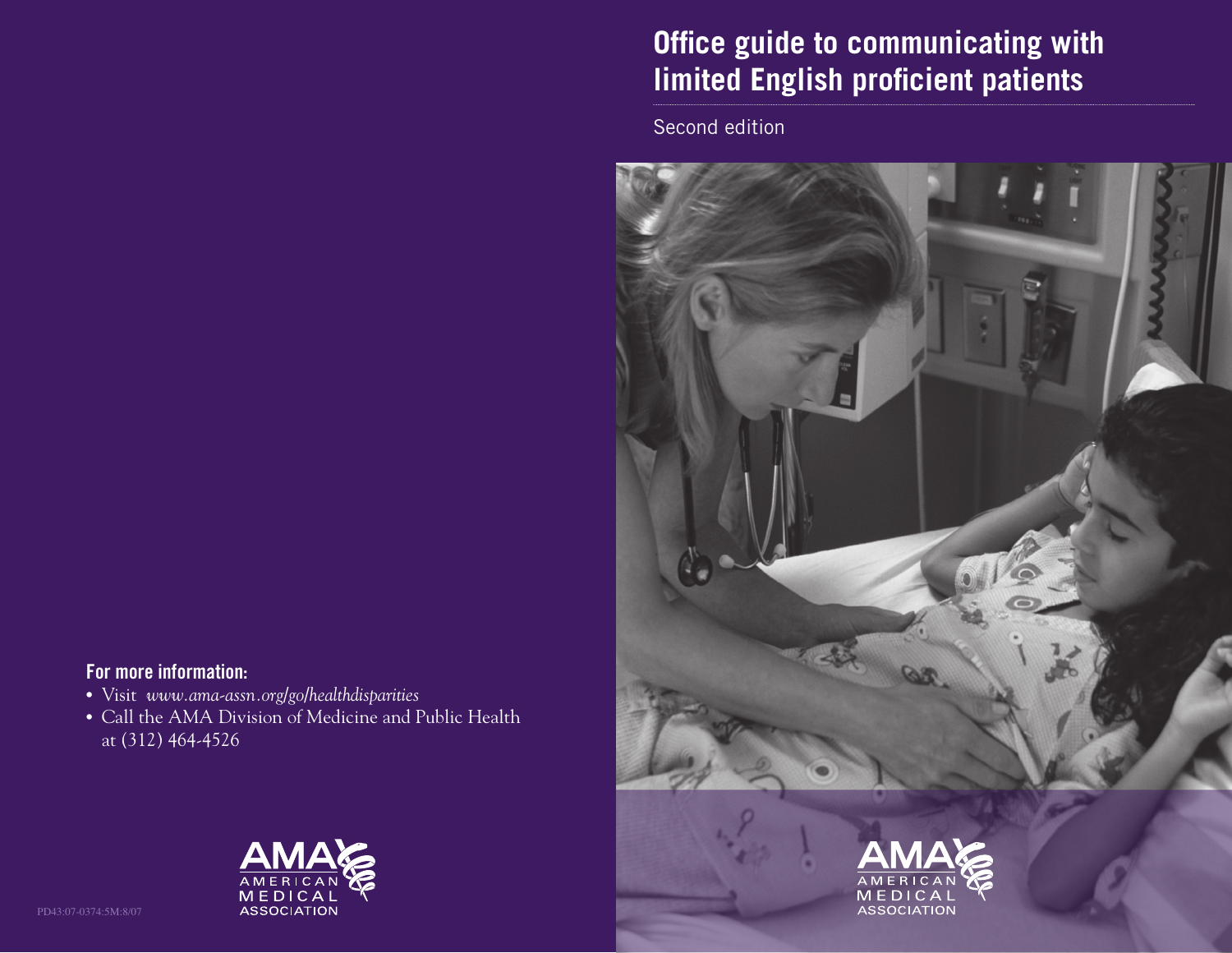# Office guide to communicating with limited English proficient patients

Second edition

AMA AMERICAN MEDICAL ASSOCIATION

**For more information:**

- Visit *www.ama-assn.org/go/healthdisparities*
- Call the AMA Division of Medicine and Public Health at (312) 464-4526

AMA AMERICAN MEDICAL ASSOCIATION

PD43:07-0374:5M:8/07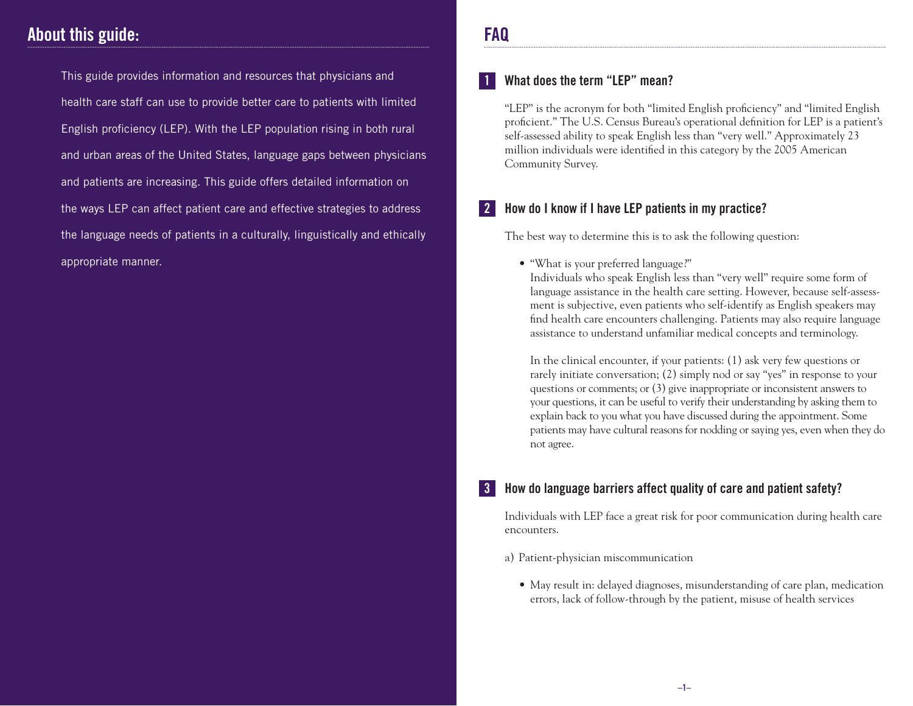## About this guide:

This guide provides information and resources that physicians and health care staff can use to provide better care to patients with limited English proficiency (LEP). With the LEP population rising in both rural and urban areas of the United States, language gaps between physicians and patients are increasing. This guide offers detailed information on the ways LEP can affect patient care and effective strategies to address the language needs of patients in a culturally, linguistically and ethically appropriate manner.

## FAQ

### 1 What does the term "LEP" mean?

"LEP" is the acronym for both "limited English proficiency" and "limited English proficient." The U.S. Census Bureau's operational definition for LEP is a patient's self-assessed ability to speak English less than "very well." Approximately 23 million individuals were identified in this category by the 2005 American Community Survey.

### 2 How do I know if I have LEP patients in my practice?

The best way to determine this is to ask the following question:

- "What is your preferred language?"
  Individuals who speak English less than "very well" require some form of language assistance in the health care setting. However, because self-assessment is subjective, even patients who self-identify as English speakers may find health care encounters challenging. Patients may also require language assistance to understand unfamiliar medical concepts and terminology.

  In the clinical encounter, if your patients: (1) ask very few questions or rarely initiate conversation; (2) simply nod or say "yes" in response to your questions or comments; or (3) give inappropriate or inconsistent answers to your questions, it can be useful to verify their understanding by asking them to explain back to you what you have discussed during the appointment. Some patients may have cultural reasons for nodding or saying yes, even when they do not agree.

### 3 How do language barriers affect quality of care and patient safety?

Individuals with LEP face a great risk for poor communication during health care encounters.

a) Patient-physician miscommunication

- May result in: delayed diagnoses, misunderstanding of care plan, medication errors, lack of follow-through by the patient, misuse of health services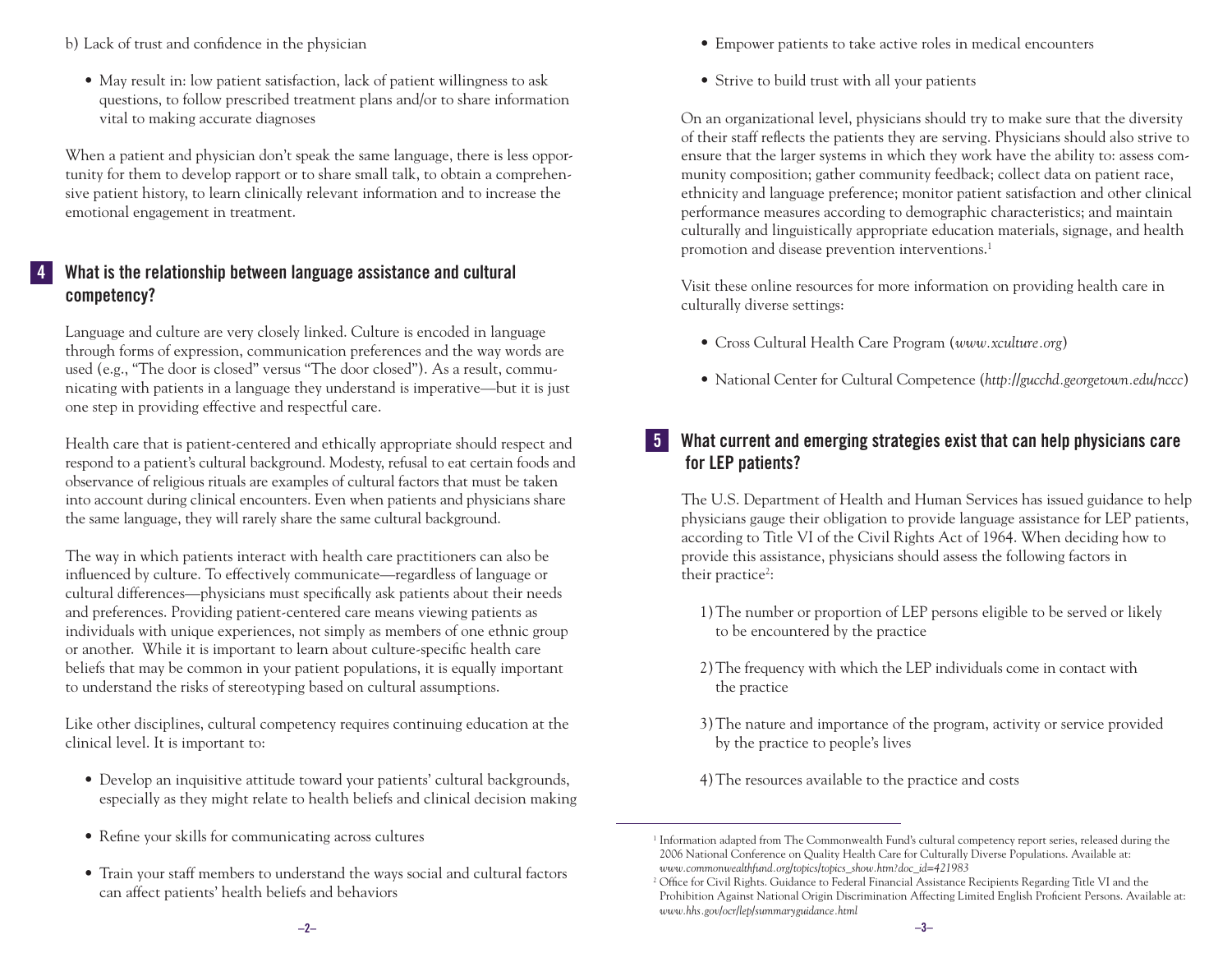b) Lack of trust and confidence in the physician

- May result in: low patient satisfaction, lack of patient willingness to ask questions, to follow prescribed treatment plans and/or to share information vital to making accurate diagnoses

When a patient and physician don't speak the same language, there is less opportunity for them to develop rapport or to share small talk, to obtain a comprehensive patient history, to learn clinically relevant information and to increase the emotional engagement in treatment.

## 4 What is the relationship between language assistance and cultural competency?

Language and culture are very closely linked. Culture is encoded in language through forms of expression, communication preferences and the way words are used (e.g., "The door is closed" versus "The door closed"). As a result, communicating with patients in a language they understand is imperative—but it is just one step in providing effective and respectful care.

Health care that is patient-centered and ethically appropriate should respect and respond to a patient's cultural background. Modesty, refusal to eat certain foods and observance of religious rituals are examples of cultural factors that must be taken into account during clinical encounters. Even when patients and physicians share the same language, they will rarely share the same cultural background.

The way in which patients interact with health care practitioners can also be influenced by culture. To effectively communicate—regardless of language or cultural differences—physicians must specifically ask patients about their needs and preferences. Providing patient-centered care means viewing patients as individuals with unique experiences, not simply as members of one ethnic group or another. While it is important to learn about culture-specific health care beliefs that may be common in your patient populations, it is equally important to understand the risks of stereotyping based on cultural assumptions.

Like other disciplines, cultural competency requires continuing education at the clinical level. It is important to:

- Develop an inquisitive attitude toward your patients' cultural backgrounds, especially as they might relate to health beliefs and clinical decision making
- Refine your skills for communicating across cultures
- Train your staff members to understand the ways social and cultural factors can affect patients' health beliefs and behaviors
- Empower patients to take active roles in medical encounters
- Strive to build trust with all your patients

On an organizational level, physicians should try to make sure that the diversity of their staff reflects the patients they are serving. Physicians should also strive to ensure that the larger systems in which they work have the ability to: assess community composition; gather community feedback; collect data on patient race, ethnicity and language preference; monitor patient satisfaction and other clinical performance measures according to demographic characteristics; and maintain culturally and linguistically appropriate education materials, signage, and health promotion and disease prevention interventions.[1]

Visit these online resources for more information on providing health care in culturally diverse settings:

- Cross Cultural Health Care Program (*www.xculture.org*)
- National Center for Cultural Competence (*http://gucchd.georgetown.edu/nccc*)

## 5 What current and emerging strategies exist that can help physicians care for LEP patients?

The U.S. Department of Health and Human Services has issued guidance to help physicians gauge their obligation to provide language assistance for LEP patients, according to Title VI of the Civil Rights Act of 1964. When deciding how to provide this assistance, physicians should assess the following factors in their practice[2]:

1) The number or proportion of LEP persons eligible to be served or likely to be encountered by the practice

2) The frequency with which the LEP individuals come in contact with the practice

3) The nature and importance of the program, activity or service provided by the practice to people's lives

4) The resources available to the practice and costs

---

[1] Information adapted from The Commonwealth Fund's cultural competency report series, released during the 2006 National Conference on Quality Health Care for Culturally Diverse Populations. Available at: *www.commonwealthfund.org/topics/topics_show.htm?doc_id=421983*

[2] Office for Civil Rights. Guidance to Federal Financial Assistance Recipients Regarding Title VI and the Prohibition Against National Origin Discrimination Affecting Limited English Proficient Persons. Available at: *www.hhs.gov/ocr/lep/summaryguidance.html*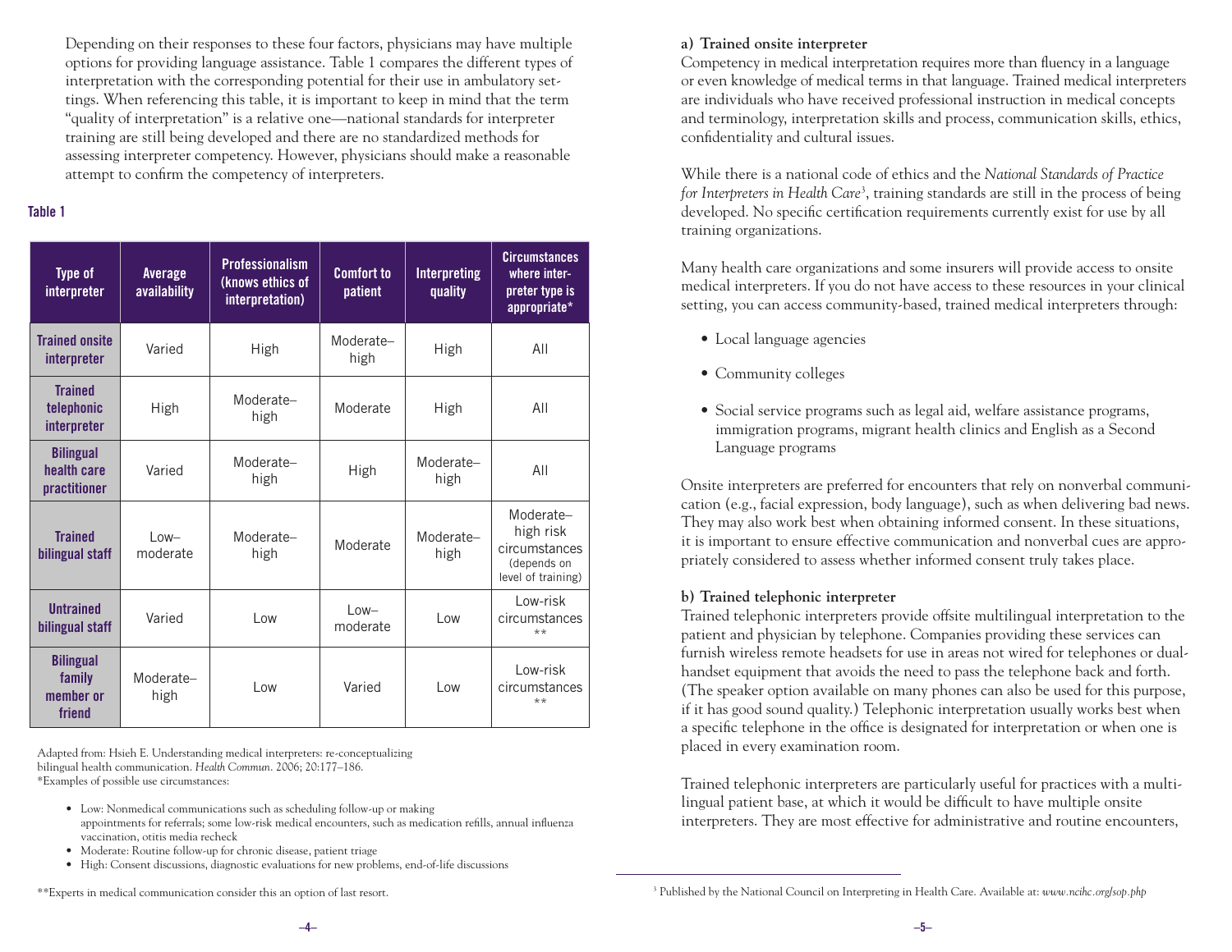Depending on their responses to these four factors, physicians may have multiple options for providing language assistance. Table 1 compares the different types of interpretation with the corresponding potential for their use in ambulatory settings. When referencing this table, it is important to keep in mind that the term "quality of interpretation" is a relative one—national standards for interpreter training are still being developed and there are no standardized methods for assessing interpreter competency. However, physicians should make a reasonable attempt to confirm the competency of interpreters.

**Table 1**

| Type of interpreter | Average availability | Professionalism (knows ethics of interpretation) | Comfort to patient | Interpreting quality | Circumstances where interpreter type is appropriate* |
|---|---|---|---|---|---|
| **Trained onsite interpreter** | Varied | High | Moderate–high | High | All |
| **Trained telephonic interpreter** | High | Moderate–high | Moderate | High | All |
| **Bilingual health care practitioner** | Varied | Moderate–high | High | Moderate–high | All |
| **Trained bilingual staff** | Low–moderate | Moderate–high | Moderate | Moderate–high | Moderate–high risk circumstances (depends on level of training) |
| **Untrained bilingual staff** | Varied | Low | Low–moderate | Low | Low-risk circumstances ** |
| **Bilingual family member or friend** | Moderate–high | Low | Varied | Low | Low-risk circumstances ** |

Adapted from: Hsieh E. Understanding medical interpreters: re-conceptualizing bilingual health communication. *Health Commun*. 2006; 20:177–186.
*Examples of possible use circumstances:

- Low: Nonmedical communications such as scheduling follow-up or making appointments for referrals; some low-risk medical encounters, such as medication refills, annual influenza vaccination, otitis media recheck
- Moderate: Routine follow-up for chronic disease, patient triage
- High: Consent discussions, diagnostic evaluations for new problems, end-of-life discussions

**Experts in medical communication consider this an option of last resort.

### a) Trained onsite interpreter

Competency in medical interpretation requires more than fluency in a language or even knowledge of medical terms in that language. Trained medical interpreters are individuals who have received professional instruction in medical concepts and terminology, interpretation skills and process, communication skills, ethics, confidentiality and cultural issues.

While there is a national code of ethics and the *National Standards of Practice for Interpreters in Health Care*[3], training standards are still in the process of being developed. No specific certification requirements currently exist for use by all training organizations.

Many health care organizations and some insurers will provide access to onsite medical interpreters. If you do not have access to these resources in your clinical setting, you can access community-based, trained medical interpreters through:

- Local language agencies
- Community colleges
- Social service programs such as legal aid, welfare assistance programs, immigration programs, migrant health clinics and English as a Second Language programs

Onsite interpreters are preferred for encounters that rely on nonverbal communication (e.g., facial expression, body language), such as when delivering bad news. They may also work best when obtaining informed consent. In these situations, it is important to ensure effective communication and nonverbal cues are appropriately considered to assess whether informed consent truly takes place.

### b) Trained telephonic interpreter

Trained telephonic interpreters provide offsite multilingual interpretation to the patient and physician by telephone. Companies providing these services can furnish wireless remote headsets for use in areas not wired for telephones or dual-handset equipment that avoids the need to pass the telephone back and forth. (The speaker option available on many phones can also be used for this purpose, if it has good sound quality.) Telephonic interpretation usually works best when a specific telephone in the office is designated for interpretation or when one is placed in every examination room.

Trained telephonic interpreters are particularly useful for practices with a multilingual patient base, at which it would be difficult to have multiple onsite interpreters. They are most effective for administrative and routine encounters,

[3] Published by the National Council on Interpreting in Health Care. Available at: *www.ncihc.org/sop.php*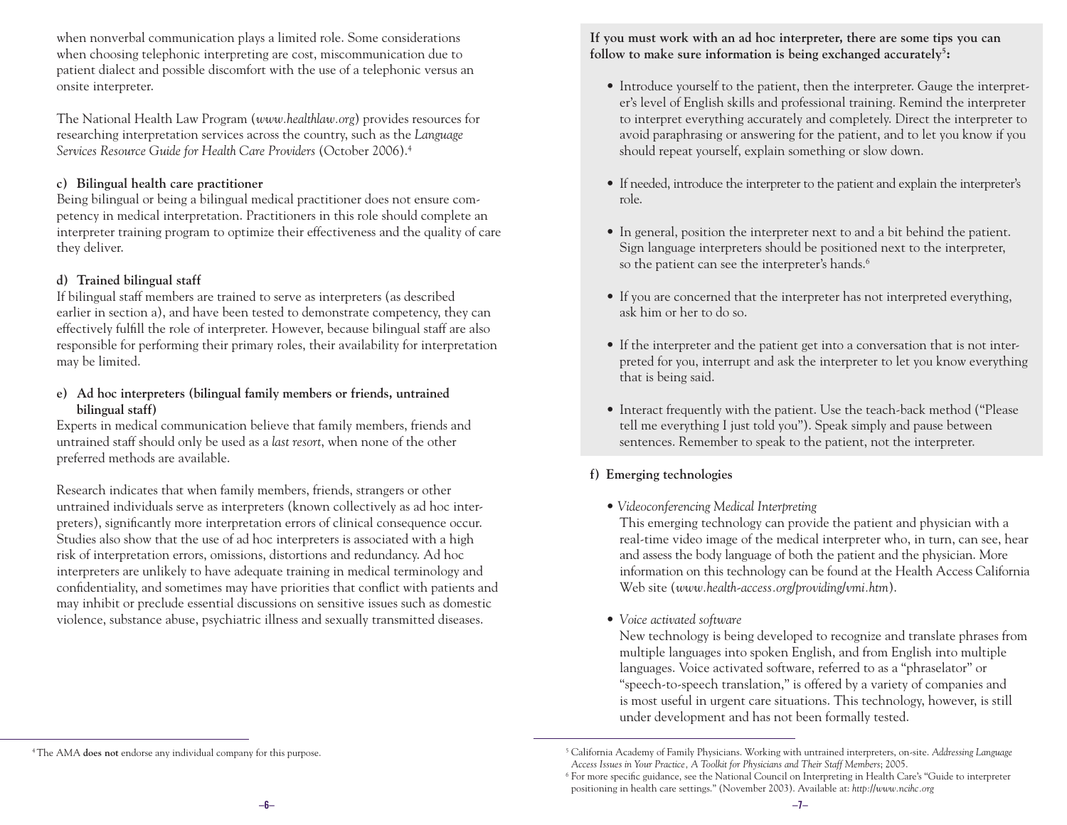when nonverbal communication plays a limited role. Some considerations when choosing telephonic interpreting are cost, miscommunication due to patient dialect and possible discomfort with the use of a telephonic versus an onsite interpreter.

The National Health Law Program (*www.healthlaw.org*) provides resources for researching interpretation services across the country, such as the *Language Services Resource Guide for Health Care Providers* (October 2006).[4]

**c) Bilingual health care practitioner**

Being bilingual or being a bilingual medical practitioner does not ensure competency in medical interpretation. Practitioners in this role should complete an interpreter training program to optimize their effectiveness and the quality of care they deliver.

**d) Trained bilingual staff**

If bilingual staff members are trained to serve as interpreters (as described earlier in section a), and have been tested to demonstrate competency, they can effectively fulfill the role of interpreter. However, because bilingual staff are also responsible for performing their primary roles, their availability for interpretation may be limited.

**e) Ad hoc interpreters (bilingual family members or friends, untrained bilingual staff)**

Experts in medical communication believe that family members, friends and untrained staff should only be used as a *last resort*, when none of the other preferred methods are available.

Research indicates that when family members, friends, strangers or other untrained individuals serve as interpreters (known collectively as ad hoc interpreters), significantly more interpretation errors of clinical consequence occur. Studies also show that the use of ad hoc interpreters is associated with a high risk of interpretation errors, omissions, distortions and redundancy. Ad hoc interpreters are unlikely to have adequate training in medical terminology and confidentiality, and sometimes may have priorities that conflict with patients and may inhibit or preclude essential discussions on sensitive issues such as domestic violence, substance abuse, psychiatric illness and sexually transmitted diseases.

[4] The AMA **does not** endorse any individual company for this purpose.

**If you must work with an ad hoc interpreter, there are some tips you can follow to make sure information is being exchanged accurately[5]:**

- Introduce yourself to the patient, then the interpreter. Gauge the interpreter's level of English skills and professional training. Remind the interpreter to interpret everything accurately and completely. Direct the interpreter to avoid paraphrasing or answering for the patient, and to let you know if you should repeat yourself, explain something or slow down.
- If needed, introduce the interpreter to the patient and explain the interpreter's role.
- In general, position the interpreter next to and a bit behind the patient. Sign language interpreters should be positioned next to the interpreter, so the patient can see the interpreter's hands.[6]
- If you are concerned that the interpreter has not interpreted everything, ask him or her to do so.
- If the interpreter and the patient get into a conversation that is not interpreted for you, interrupt and ask the interpreter to let you know everything that is being said.
- Interact frequently with the patient. Use the teach-back method ("Please tell me everything I just told you"). Speak simply and pause between sentences. Remember to speak to the patient, not the interpreter.

**f) Emerging technologies**

- *Videoconferencing Medical Interpreting*
  This emerging technology can provide the patient and physician with a real-time video image of the medical interpreter who, in turn, can see, hear and assess the body language of both the patient and the physician. More information on this technology can be found at the Health Access California Web site (*www.health-access.org/providing/vmi.htm*).
- *Voice activated software*
  New technology is being developed to recognize and translate phrases from multiple languages into spoken English, and from English into multiple languages. Voice activated software, referred to as a "phraselator" or "speech-to-speech translation," is offered by a variety of companies and is most useful in urgent care situations. This technology, however, is still under development and has not been formally tested.

[5] California Academy of Family Physicians. Working with untrained interpreters, on-site. *Addressing Language Access Issues in Your Practice, A Toolkit for Physicians and Their Staff Members*; 2005.

[6] For more specific guidance, see the National Council on Interpreting in Health Care's "Guide to interpreter positioning in health care settings." (November 2003). Available at: *http://www.ncihc.org*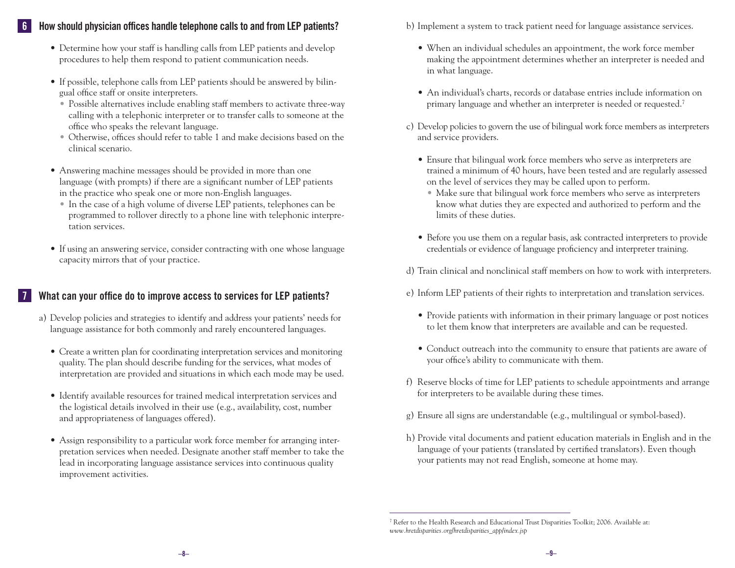## 6 How should physician offices handle telephone calls to and from LEP patients?

- Determine how your staff is handling calls from LEP patients and develop procedures to help them respond to patient communication needs.
- If possible, telephone calls from LEP patients should be answered by bilingual office staff or onsite interpreters.
  - Possible alternatives include enabling staff members to activate three-way calling with a telephonic interpreter or to transfer calls to someone at the office who speaks the relevant language.
  - Otherwise, offices should refer to table 1 and make decisions based on the clinical scenario.
- Answering machine messages should be provided in more than one language (with prompts) if there are a significant number of LEP patients in the practice who speak one or more non-English languages.
  - In the case of a high volume of diverse LEP patients, telephones can be programmed to rollover directly to a phone line with telephonic interpretation services.
- If using an answering service, consider contracting with one whose language capacity mirrors that of your practice.

## 7 What can your office do to improve access to services for LEP patients?

a) Develop policies and strategies to identify and address your patients' needs for language assistance for both commonly and rarely encountered languages.

- Create a written plan for coordinating interpretation services and monitoring quality. The plan should describe funding for the services, what modes of interpretation are provided and situations in which each mode may be used.
- Identify available resources for trained medical interpretation services and the logistical details involved in their use (e.g., availability, cost, number and appropriateness of languages offered).
- Assign responsibility to a particular work force member for arranging interpretation services when needed. Designate another staff member to take the lead in incorporating language assistance services into continuous quality improvement activities.

b) Implement a system to track patient need for language assistance services.

- When an individual schedules an appointment, the work force member making the appointment determines whether an interpreter is needed and in what language.
- An individual's charts, records or database entries include information on primary language and whether an interpreter is needed or requested.[7]

c) Develop policies to govern the use of bilingual work force members as interpreters and service providers.

- Ensure that bilingual work force members who serve as interpreters are trained a minimum of 40 hours, have been tested and are regularly assessed on the level of services they may be called upon to perform.
  - Make sure that bilingual work force members who serve as interpreters know what duties they are expected and authorized to perform and the limits of these duties.
- Before you use them on a regular basis, ask contracted interpreters to provide credentials or evidence of language proficiency and interpreter training.

d) Train clinical and nonclinical staff members on how to work with interpreters.

e) Inform LEP patients of their rights to interpretation and translation services.

- Provide patients with information in their primary language or post notices to let them know that interpreters are available and can be requested.
- Conduct outreach into the community to ensure that patients are aware of your office's ability to communicate with them.

f) Reserve blocks of time for LEP patients to schedule appointments and arrange for interpreters to be available during these times.

g) Ensure all signs are understandable (e.g., multilingual or symbol-based).

h) Provide vital documents and patient education materials in English and in the language of your patients (translated by certified translators). Even though your patients may not read English, someone at home may.

---

[7] Refer to the Health Research and Educational Trust Disparities Toolkit; 2006. Available at: *www.hretdisparities.org/hretdisparities_app/index.jsp*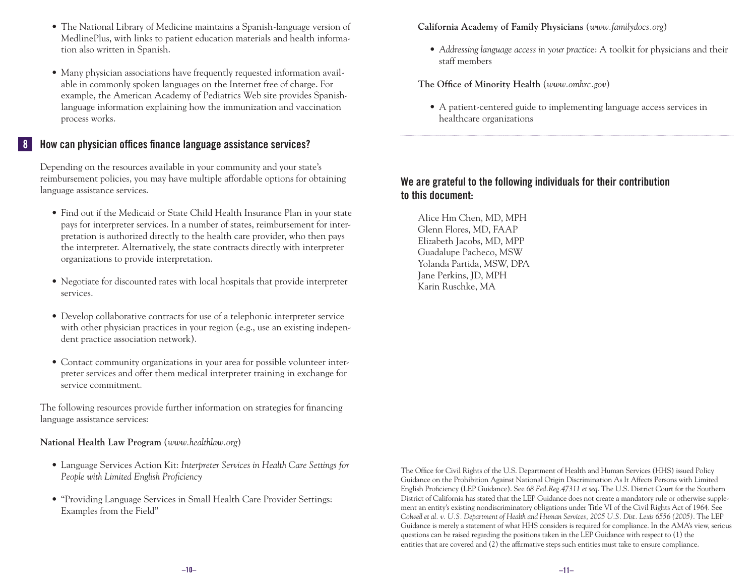- The National Library of Medicine maintains a Spanish-language version of MedlinePlus, with links to patient education materials and health information also written in Spanish.

- Many physician associations have frequently requested information available in commonly spoken languages on the Internet free of charge. For example, the American Academy of Pediatrics Web site provides Spanish-language information explaining how the immunization and vaccination process works.

## 8 How can physician offices finance language assistance services?

Depending on the resources available in your community and your state's reimbursement policies, you may have multiple affordable options for obtaining language assistance services.

- Find out if the Medicaid or State Child Health Insurance Plan in your state pays for interpreter services. In a number of states, reimbursement for interpretation is authorized directly to the health care provider, who then pays the interpreter. Alternatively, the state contracts directly with interpreter organizations to provide interpretation.

- Negotiate for discounted rates with local hospitals that provide interpreter services.

- Develop collaborative contracts for use of a telephonic interpreter service with other physician practices in your region (e.g., use an existing independent practice association network).

- Contact community organizations in your area for possible volunteer interpreter services and offer them medical interpreter training in exchange for service commitment.

The following resources provide further information on strategies for financing language assistance services:

**National Health Law Program** (*www.healthlaw.org*)

- Language Services Action Kit: *Interpreter Services in Health Care Settings for People with Limited English Proficiency*

- "Providing Language Services in Small Health Care Provider Settings: Examples from the Field"

**California Academy of Family Physicians** (*www.familydocs.org*)

- *Addressing language access in your practice*: A toolkit for physicians and their staff members

**The Office of Minority Health** (*www.omhrc.gov*)

- A patient-centered guide to implementing language access services in healthcare organizations

## We are grateful to the following individuals for their contribution to this document:

Alice Hm Chen, MD, MPH
Glenn Flores, MD, FAAP
Elizabeth Jacobs, MD, MPP
Guadalupe Pacheco, MSW
Yolanda Partida, MSW, DPA
Jane Perkins, JD, MPH
Karin Ruschke, MA

The Office for Civil Rights of the U.S. Department of Health and Human Services (HHS) issued Policy Guidance on the Prohibition Against National Origin Discrimination As It Affects Persons with Limited English Proficiency (LEP Guidance). See 68 *Fed.Reg.47311 et seq*. The U.S. District Court for the Southern District of California has stated that the LEP Guidance does not create a mandatory rule or otherwise supplement an entity's existing nondiscriminatory obligations under Title VI of the Civil Rights Act of 1964. See *Colwell et al. v. U.S. Department of Health and Human Services, 2005 U.S. Dist. Lexis 6556 (2005)*. The LEP Guidance is merely a statement of what HHS considers is required for compliance. In the AMA's view, serious questions can be raised regarding the positions taken in the LEP Guidance with respect to (1) the entities that are covered and (2) the affirmative steps such entities must take to ensure compliance.